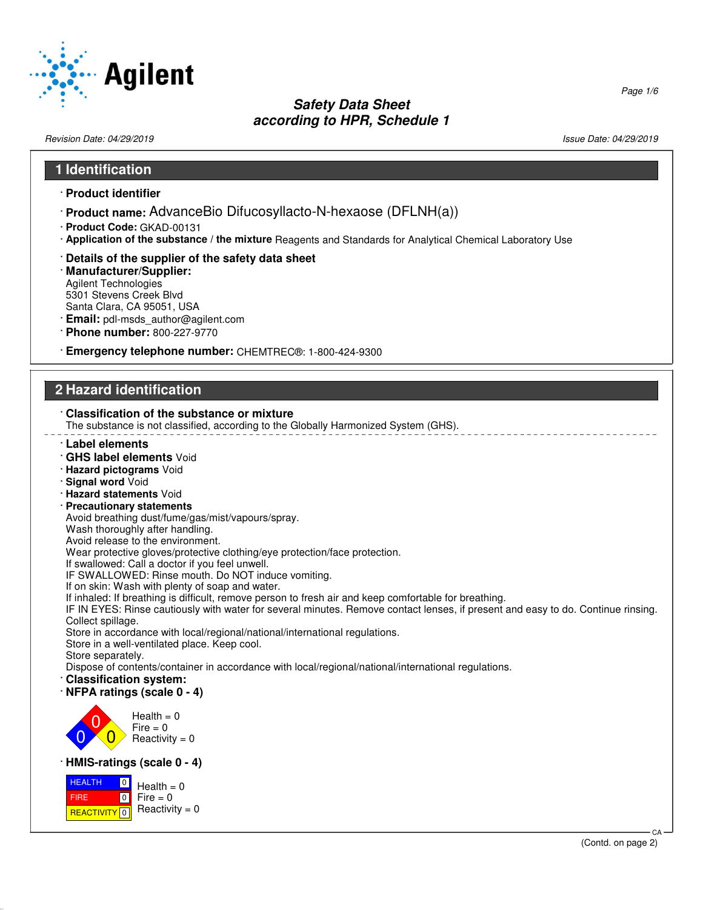# Safety Data Sheet
## according to HPR, Schedule 1

Revision Date: 04/29/2019 Issue Date: 04/29/2019

## 1 Identification

· **Product identifier**

· **Product name:** AdvanceBio Difucosyllacto-N-hexaose (DFLNH(a))

· **Product Code:** GKAD-00131

· **Application of the substance** / **the mixture** Reagents and Standards for Analytical Chemical Laboratory Use

· **Details of the supplier of the safety data sheet**

· **Manufacturer/Supplier:**
Agilent Technologies
5301 Stevens Creek Blvd
Santa Clara, CA 95051, USA

· **Email:** pdl-msds_author@agilent.com

· **Phone number:** 800-227-9770

· **Emergency telephone number:** CHEMTREC®: 1-800-424-9300

## 2 Hazard identification

· **Classification of the substance or mixture**
The substance is not classified, according to the Globally Harmonized System (GHS).

· **Label elements**

· **GHS label elements** Void

· **Hazard pictograms** Void

· **Signal word** Void

· **Hazard statements** Void

· **Precautionary statements**
Avoid breathing dust/fume/gas/mist/vapours/spray.
Wash thoroughly after handling.
Avoid release to the environment.
Wear protective gloves/protective clothing/eye protection/face protection.
If swallowed: Call a doctor if you feel unwell.
IF SWALLOWED: Rinse mouth. Do NOT induce vomiting.
If on skin: Wash with plenty of soap and water.
If inhaled: If breathing is difficult, remove person to fresh air and keep comfortable for breathing.
IF IN EYES: Rinse cautiously with water for several minutes. Remove contact lenses, if present and easy to do. Continue rinsing.
Collect spillage.
Store in accordance with local/regional/national/international regulations.
Store in a well-ventilated place. Keep cool.
Store separately.
Dispose of contents/container in accordance with local/regional/national/international regulations.

· **Classification system:**

· **NFPA ratings (scale 0 - 4)**

Health = 0
Fire = 0
Reactivity = 0

· **HMIS-ratings (scale 0 - 4)**

| | |
|---|---|
| HEALTH | 0 |
| FIRE | 0 |
| REACTIVITY | 0 |

Health = 0
Fire = 0
Reactivity = 0

(Contd. on page 2)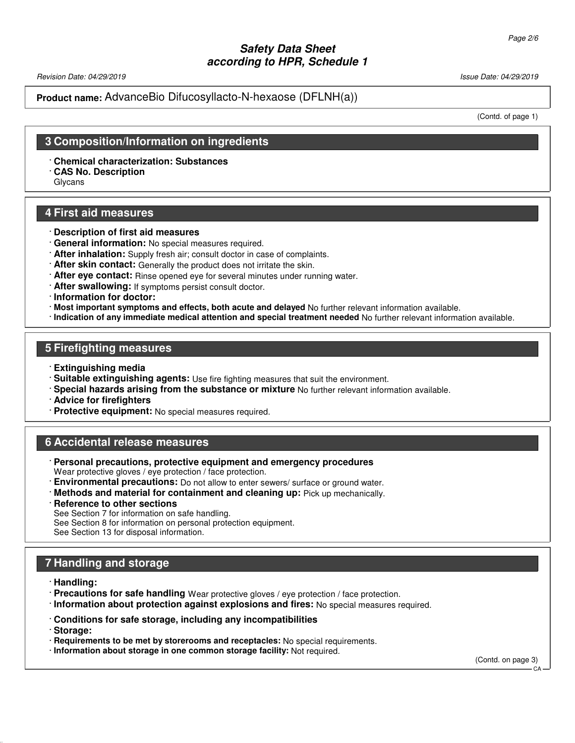**Product name:** AdvanceBio Difucosyllacto-N-hexaose (DFLNH(a))

(Contd. of page 1)

## 3 Composition/Information on ingredients

· **Chemical characterization: Substances**
· **CAS No. Description**
Glycans

## 4 First aid measures

· **Description of first aid measures**
· **General information:** No special measures required.
· **After inhalation:** Supply fresh air; consult doctor in case of complaints.
· **After skin contact:** Generally the product does not irritate the skin.
· **After eye contact:** Rinse opened eye for several minutes under running water.
· **After swallowing:** If symptoms persist consult doctor.
· **Information for doctor:**
· **Most important symptoms and effects, both acute and delayed** No further relevant information available.
· **Indication of any immediate medical attention and special treatment needed** No further relevant information available.

## 5 Firefighting measures

· **Extinguishing media**
· **Suitable extinguishing agents:** Use fire fighting measures that suit the environment.
· **Special hazards arising from the substance or mixture** No further relevant information available.
· **Advice for firefighters**
· **Protective equipment:** No special measures required.

## 6 Accidental release measures

· **Personal precautions, protective equipment and emergency procedures**
Wear protective gloves / eye protection / face protection.
· **Environmental precautions:** Do not allow to enter sewers/ surface or ground water.
· **Methods and material for containment and cleaning up:** Pick up mechanically.
· **Reference to other sections**
See Section 7 for information on safe handling.
See Section 8 for information on personal protection equipment.
See Section 13 for disposal information.

## 7 Handling and storage

· **Handling:**
· **Precautions for safe handling** Wear protective gloves / eye protection / face protection.
· **Information about protection against explosions and fires:** No special measures required.

· **Conditions for safe storage, including any incompatibilities**
· **Storage:**
· **Requirements to be met by storerooms and receptacles:** No special requirements.
· **Information about storage in one common storage facility:** Not required.

(Contd. on page 3)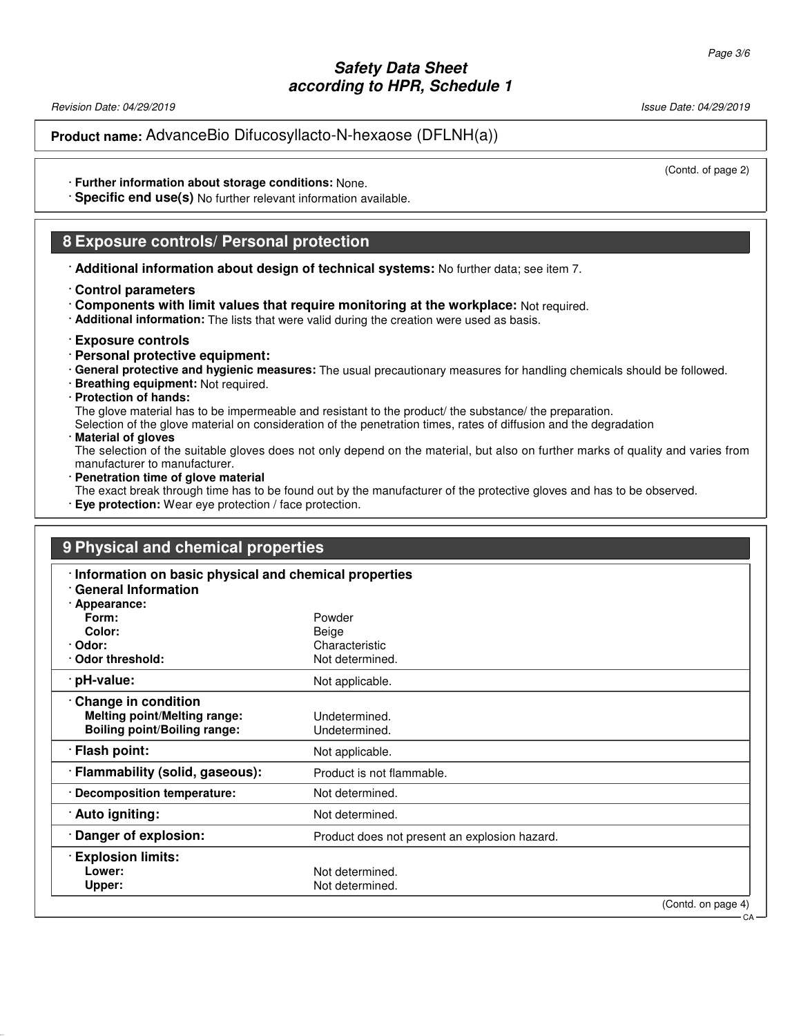**Product name:** AdvanceBio Difucosyllacto-N-hexaose (DFLNH(a))

(Contd. of page 2)

· **Further information about storage conditions:** None.
· **Specific end use(s)** No further relevant information available.

## 8 Exposure controls/ Personal protection

· **Additional information about design of technical systems:** No further data; see item 7.

· **Control parameters**
· **Components with limit values that require monitoring at the workplace:** Not required.
· **Additional information:** The lists that were valid during the creation were used as basis.

· **Exposure controls**
· **Personal protective equipment:**
· **General protective and hygienic measures:** The usual precautionary measures for handling chemicals should be followed.
· **Breathing equipment:** Not required.
· **Protection of hands:**
The glove material has to be impermeable and resistant to the product/ the substance/ the preparation.
Selection of the glove material on consideration of the penetration times, rates of diffusion and the degradation
· **Material of gloves**
The selection of the suitable gloves does not only depend on the material, but also on further marks of quality and varies from manufacturer to manufacturer.
· **Penetration time of glove material**
The exact break through time has to be found out by the manufacturer of the protective gloves and has to be observed.
· **Eye protection:** Wear eye protection / face protection.

## 9 Physical and chemical properties

| · **Information on basic physical and chemical properties** | |
|---|---|
| · **General Information** | |
| · **Appearance:** | |
| **Form:** | Powder |
| **Color:** | Beige |
| · **Odor:** | Characteristic |
| · **Odor threshold:** | Not determined. |
| · **pH-value:** | Not applicable. |
| · **Change in condition** | |
| **Melting point/Melting range:** | Undetermined. |
| **Boiling point/Boiling range:** | Undetermined. |
| · **Flash point:** | Not applicable. |
| · **Flammability (solid, gaseous):** | Product is not flammable. |
| · **Decomposition temperature:** | Not determined. |
| · **Auto igniting:** | Not determined. |
| · **Danger of explosion:** | Product does not present an explosion hazard. |
| · **Explosion limits:** | |
| **Lower:** | Not determined. |
| **Upper:** | Not determined. |

(Contd. on page 4)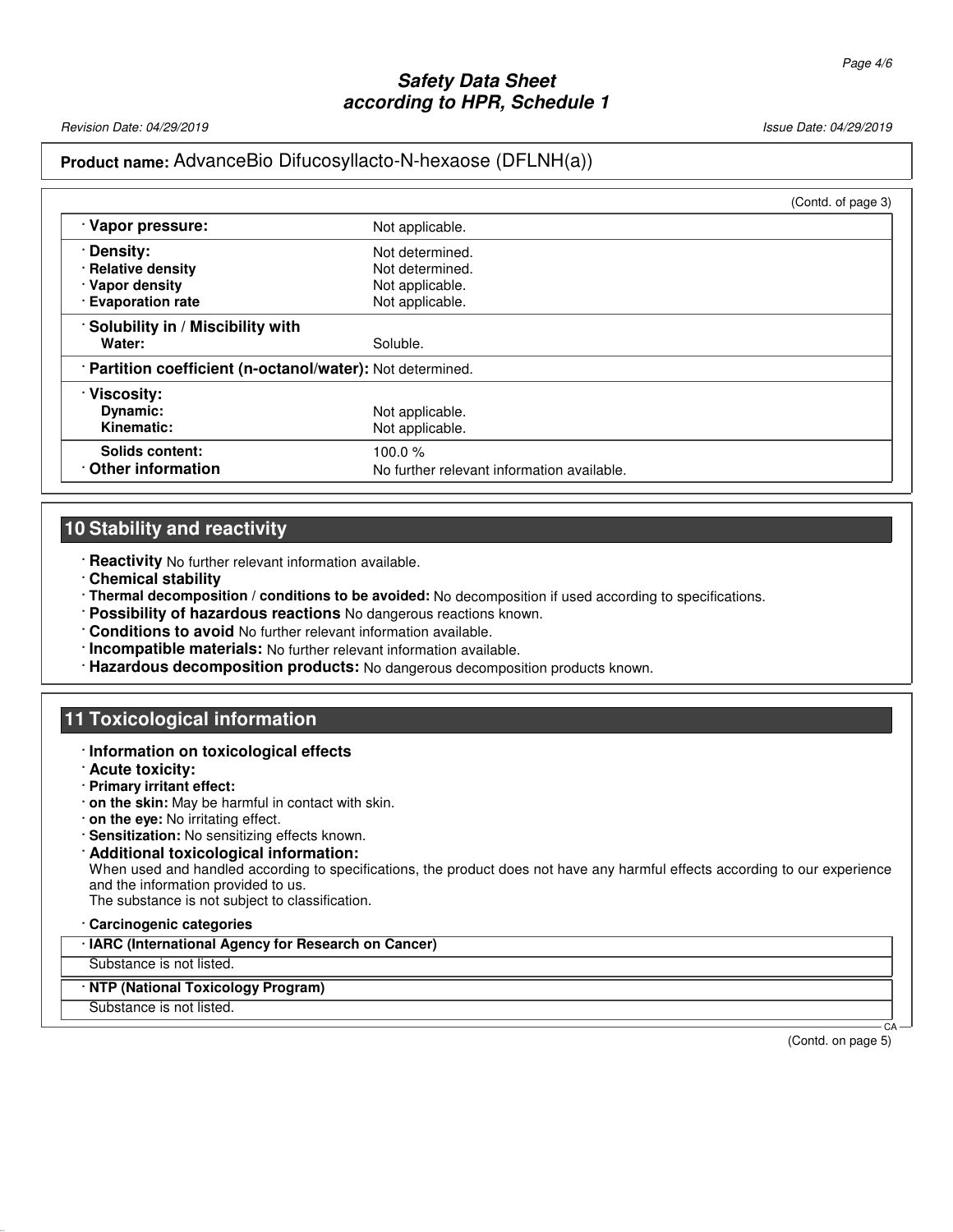**Product name:** AdvanceBio Difucosyllacto-N-hexaose (DFLNH(a))

(Contd. of page 3)

| | |
|---|---|
| · **Vapor pressure:** | Not applicable. |
| · **Density:** | Not determined. |
| · **Relative density** | Not determined. |
| · **Vapor density** | Not applicable. |
| · **Evaporation rate** | Not applicable. |
| · **Solubility in / Miscibility with** | |
| **Water:** | Soluble. |
| · **Partition coefficient (n-octanol/water):** | Not determined. |
| · **Viscosity:** | |
| **Dynamic:** | Not applicable. |
| **Kinematic:** | Not applicable. |
| **Solids content:** | 100.0 % |
| · **Other information** | No further relevant information available. |

## 10 Stability and reactivity

- · **Reactivity** No further relevant information available.
- · **Chemical stability**
- · **Thermal decomposition / conditions to be avoided:** No decomposition if used according to specifications.
- · **Possibility of hazardous reactions** No dangerous reactions known.
- · **Conditions to avoid** No further relevant information available.
- · **Incompatible materials:** No further relevant information available.
- · **Hazardous decomposition products:** No dangerous decomposition products known.

## 11 Toxicological information

- · **Information on toxicological effects**
- · **Acute toxicity:**
- · **Primary irritant effect:**
- · **on the skin:** May be harmful in contact with skin.
- · **on the eye:** No irritating effect.
- · **Sensitization:** No sensitizing effects known.
- · **Additional toxicological information:**
  When used and handled according to specifications, the product does not have any harmful effects according to our experience and the information provided to us.
  The substance is not subject to classification.
- · **Carcinogenic categories**

| · **IARC (International Agency for Research on Cancer)** |
|---|
| Substance is not listed. |

| · **NTP (National Toxicology Program)** |
|---|
| Substance is not listed. |

(Contd. on page 5)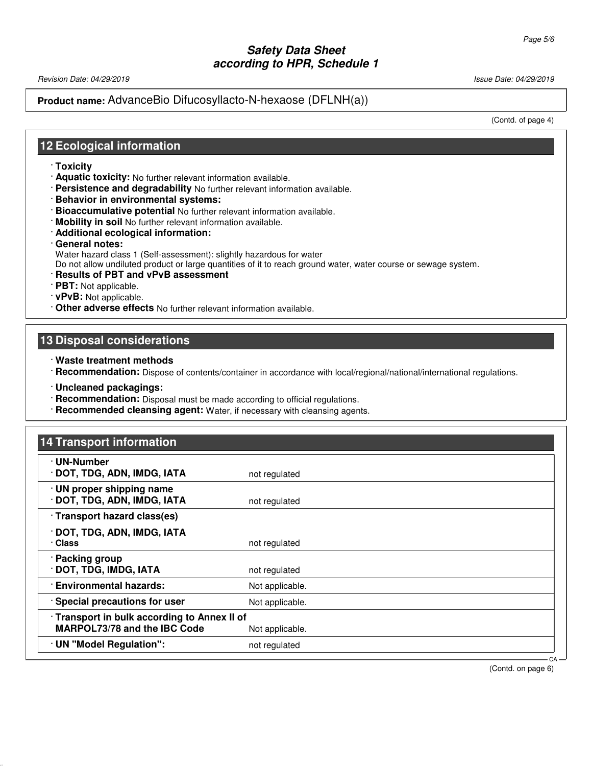Product name: AdvanceBio Difucosyllacto-N-hexaose (DFLNH(a))

(Contd. of page 4)

## 12 Ecological information

- **Toxicity**
- **Aquatic toxicity:** No further relevant information available.
- **Persistence and degradability** No further relevant information available.
- **Behavior in environmental systems:**
- **Bioaccumulative potential** No further relevant information available.
- **Mobility in soil** No further relevant information available.
- **Additional ecological information:**
- **General notes:**
  Water hazard class 1 (Self-assessment): slightly hazardous for water
  Do not allow undiluted product or large quantities of it to reach ground water, water course or sewage system.
- **Results of PBT and vPvB assessment**
- **PBT:** Not applicable.
- **vPvB:** Not applicable.
- **Other adverse effects** No further relevant information available.

## 13 Disposal considerations

- **Waste treatment methods**
- **Recommendation:** Dispose of contents/container in accordance with local/regional/national/international regulations.
- **Uncleaned packagings:**
- **Recommendation:** Disposal must be made according to official regulations.
- **Recommended cleansing agent:** Water, if necessary with cleansing agents.

## 14 Transport information

| | |
|---|---|
| **UN-Number**<br>**DOT, TDG, ADN, IMDG, IATA** | not regulated |
| **UN proper shipping name**<br>**DOT, TDG, ADN, IMDG, IATA** | not regulated |
| **Transport hazard class(es)**<br>**DOT, TDG, ADN, IMDG, IATA**<br>**Class** | not regulated |
| **Packing group**<br>**DOT, TDG, IMDG, IATA** | not regulated |
| **Environmental hazards:** | Not applicable. |
| **Special precautions for user** | Not applicable. |
| **Transport in bulk according to Annex II of MARPOL73/78 and the IBC Code** | Not applicable. |
| **UN "Model Regulation":** | not regulated |

(Contd. on page 6)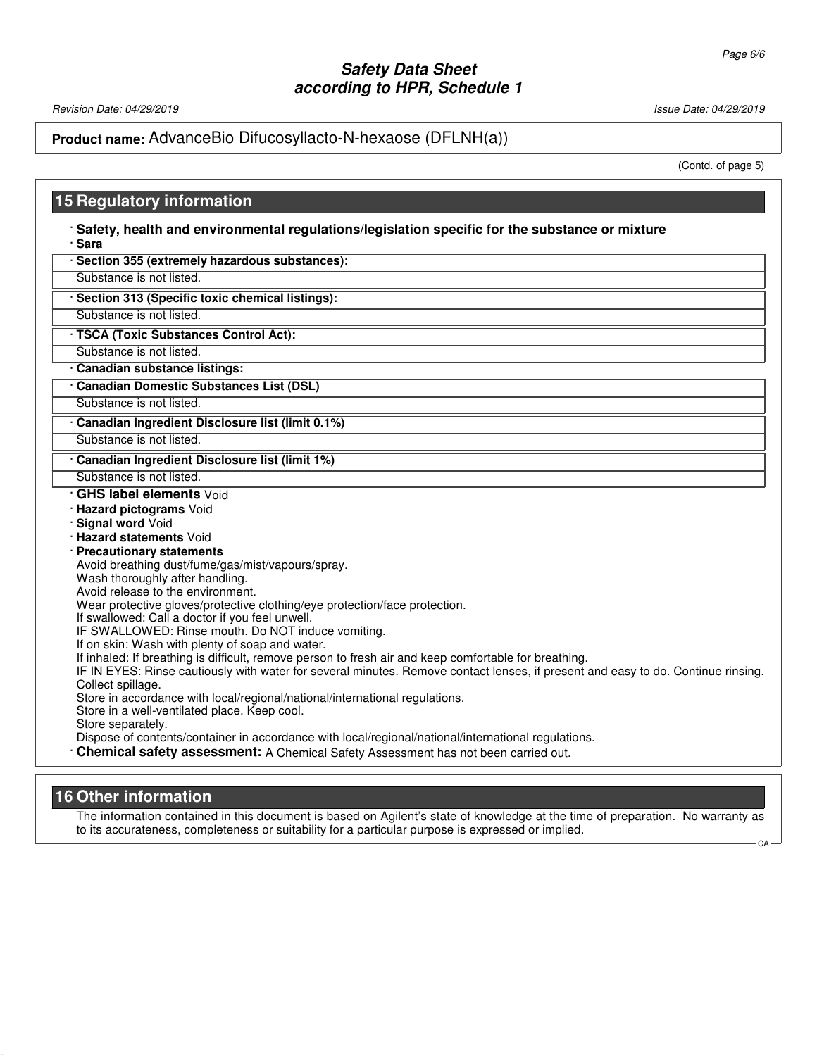(Contd. of page 5)

## 15 Regulatory information

· **Safety, health and environmental regulations/legislation specific for the substance or mixture**

· **Sara**

· **Section 355 (extremely hazardous substances):**

Substance is not listed.

· **Section 313 (Specific toxic chemical listings):**

Substance is not listed.

· **TSCA (Toxic Substances Control Act):**

Substance is not listed.

· **Canadian substance listings:**

· **Canadian Domestic Substances List (DSL)**

Substance is not listed.

· **Canadian Ingredient Disclosure list (limit 0.1%)**

Substance is not listed.

· **Canadian Ingredient Disclosure list (limit 1%)**

Substance is not listed.

· **GHS label elements** Void

· **Hazard pictograms** Void

· **Signal word** Void

· **Hazard statements** Void

· **Precautionary statements**

Avoid breathing dust/fume/gas/mist/vapours/spray.
Wash thoroughly after handling.
Avoid release to the environment.
Wear protective gloves/protective clothing/eye protection/face protection.
If swallowed: Call a doctor if you feel unwell.
IF SWALLOWED: Rinse mouth. Do NOT induce vomiting.
If on skin: Wash with plenty of soap and water.
If inhaled: If breathing is difficult, remove person to fresh air and keep comfortable for breathing.
IF IN EYES: Rinse cautiously with water for several minutes. Remove contact lenses, if present and easy to do. Continue rinsing.
Collect spillage.
Store in accordance with local/regional/national/international regulations.
Store in a well-ventilated place. Keep cool.
Store separately.
Dispose of contents/container in accordance with local/regional/national/international regulations.

· **Chemical safety assessment:** A Chemical Safety Assessment has not been carried out.

## 16 Other information

The information contained in this document is based on Agilent's state of knowledge at the time of preparation. No warranty as to its accurateness, completeness or suitability for a particular purpose is expressed or implied.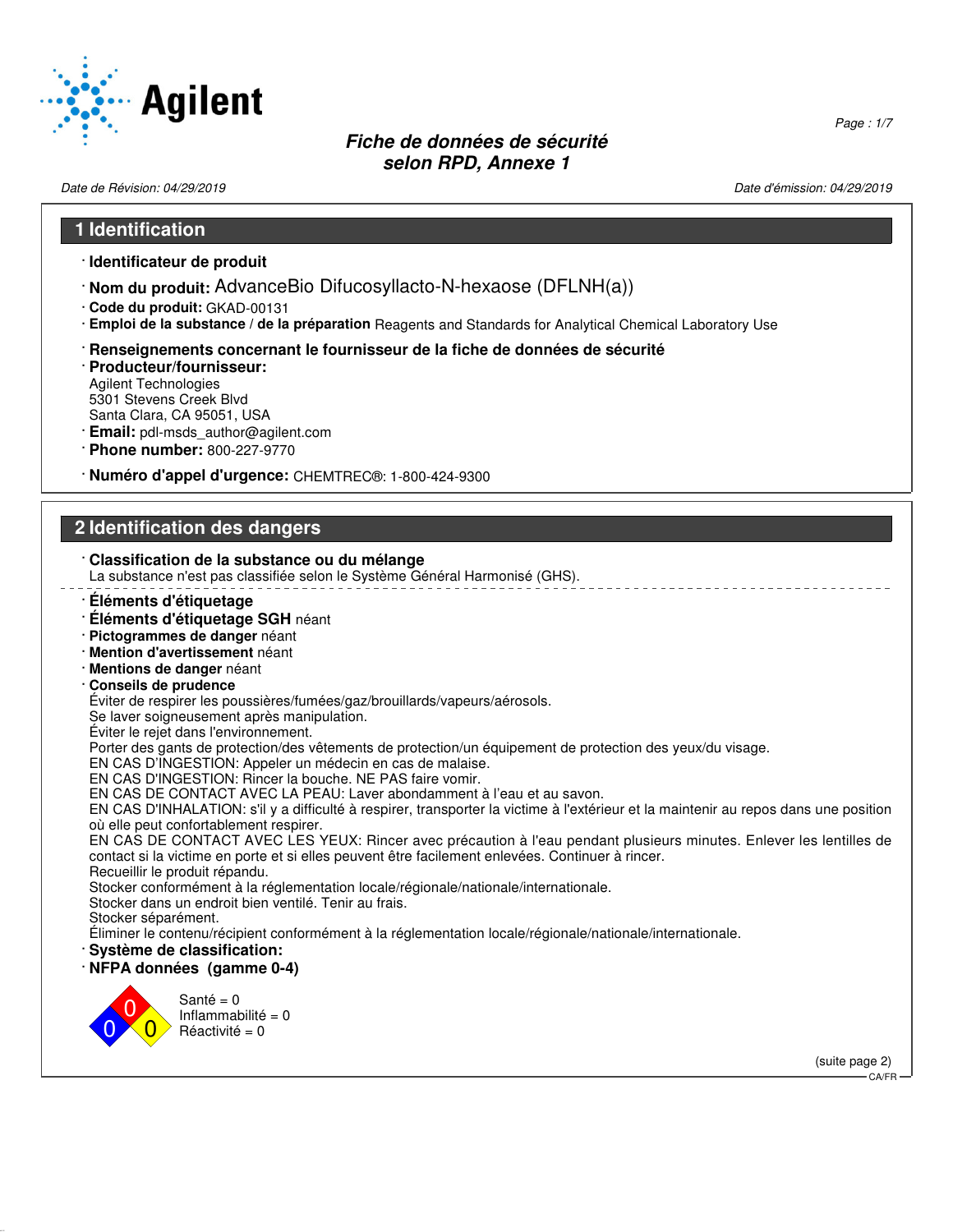**Fiche de données de sécurité**
**selon RPD, Annexe 1**

*Date de Révision: 04/29/2019* *Date d'émission: 04/29/2019*

## 1 Identification

· **Identificateur de produit**

· **Nom du produit:** AdvanceBio Difucosyllacto-N-hexaose (DFLNH(a))

· **Code du produit:** GKAD-00131

· **Emploi de la substance / de la préparation** Reagents and Standards for Analytical Chemical Laboratory Use

· **Renseignements concernant le fournisseur de la fiche de données de sécurité**

· **Producteur/fournisseur:**
Agilent Technologies
5301 Stevens Creek Blvd
Santa Clara, CA 95051, USA

· **Email:** pdl-msds_author@agilent.com

· **Phone number:** 800-227-9770

· **Numéro d'appel d'urgence:** CHEMTREC®: 1-800-424-9300

## 2 Identification des dangers

· **Classification de la substance ou du mélange**
La substance n'est pas classifiée selon le Système Général Harmonisé (GHS).

· **Éléments d'étiquetage**

· **Éléments d'étiquetage SGH** néant

· **Pictogrammes de danger** néant

· **Mention d'avertissement** néant

· **Mentions de danger** néant

· **Conseils de prudence**
Éviter de respirer les poussières/fumées/gaz/brouillards/vapeurs/aérosols.
Se laver soigneusement après manipulation.
Éviter le rejet dans l'environnement.
Porter des gants de protection/des vêtements de protection/un équipement de protection des yeux/du visage.
EN CAS D'INGESTION: Appeler un médecin en cas de malaise.
EN CAS D'INGESTION: Rincer la bouche. NE PAS faire vomir.
EN CAS DE CONTACT AVEC LA PEAU: Laver abondamment à l'eau et au savon.
EN CAS D'INHALATION: s'il y a difficulté à respirer, transporter la victime à l'extérieur et la maintenir au repos dans une position où elle peut confortablement respirer.
EN CAS DE CONTACT AVEC LES YEUX: Rincer avec précaution à l'eau pendant plusieurs minutes. Enlever les lentilles de contact si la victime en porte et si elles peuvent être facilement enlevées. Continuer à rincer.
Recueillir le produit répandu.
Stocker conformément à la réglementation locale/régionale/nationale/internationale.
Stocker dans un endroit bien ventilé. Tenir au frais.
Stocker séparément.
Éliminer le contenu/récipient conformément à la réglementation locale/régionale/nationale/internationale.

· **Système de classification:**

· **NFPA données (gamme 0-4)**

Santé = 0
Inflammabilité = 0
Réactivité = 0

(suite page 2)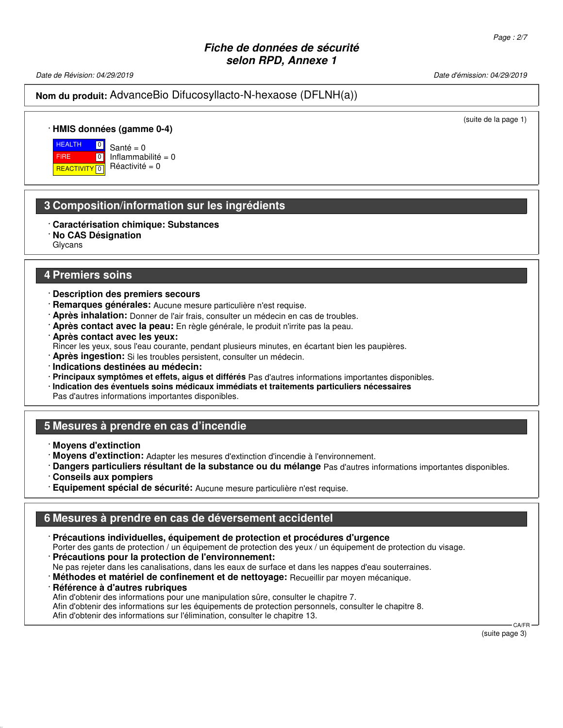**Nom du produit:** AdvanceBio Difucosyllacto-N-hexaose (DFLNH(a))

(suite de la page 1)

· **HMIS données (gamme 0-4)**

| | | |
|---|---|---|
| HEALTH | 0 | Santé = 0 |
| FIRE | 0 | Inflammabilité = 0 |
| REACTIVITY | 0 | Réactivité = 0 |

## 3 Composition/information sur les ingrédients

· **Caractérisation chimique: Substances**
· **No CAS Désignation**
Glycans

## 4 Premiers soins

· **Description des premiers secours**
· **Remarques générales:** Aucune mesure particulière n'est requise.
· **Après inhalation:** Donner de l'air frais, consulter un médecin en cas de troubles.
· **Après contact avec la peau:** En règle générale, le produit n'irrite pas la peau.
· **Après contact avec les yeux:**
Rincer les yeux, sous l'eau courante, pendant plusieurs minutes, en écartant bien les paupières.
· **Après ingestion:** Si les troubles persistent, consulter un médecin.
· **Indications destinées au médecin:**
· **Principaux symptômes et effets, aigus et différés** Pas d'autres informations importantes disponibles.
· **Indication des éventuels soins médicaux immédiats et traitements particuliers nécessaires**
Pas d'autres informations importantes disponibles.

## 5 Mesures à prendre en cas d'incendie

· **Moyens d'extinction**
· **Moyens d'extinction:** Adapter les mesures d'extinction d'incendie à l'environnement.
· **Dangers particuliers résultant de la substance ou du mélange** Pas d'autres informations importantes disponibles.
· **Conseils aux pompiers**
· **Equipement spécial de sécurité:** Aucune mesure particulière n'est requise.

## 6 Mesures à prendre en cas de déversement accidentel

· **Précautions individuelles, équipement de protection et procédures d'urgence**
Porter des gants de protection / un équipement de protection des yeux / un équipement de protection du visage.
· **Précautions pour la protection de l'environnement:**
Ne pas rejeter dans les canalisations, dans les eaux de surface et dans les nappes d'eau souterraines.
· **Méthodes et matériel de confinement et de nettoyage:** Recueillir par moyen mécanique.
· **Référence à d'autres rubriques**
Afin d'obtenir des informations pour une manipulation sûre, consulter le chapitre 7.
Afin d'obtenir des informations sur les équipements de protection personnels, consulter le chapitre 8.
Afin d'obtenir des informations sur l'élimination, consulter le chapitre 13.

(suite page 3)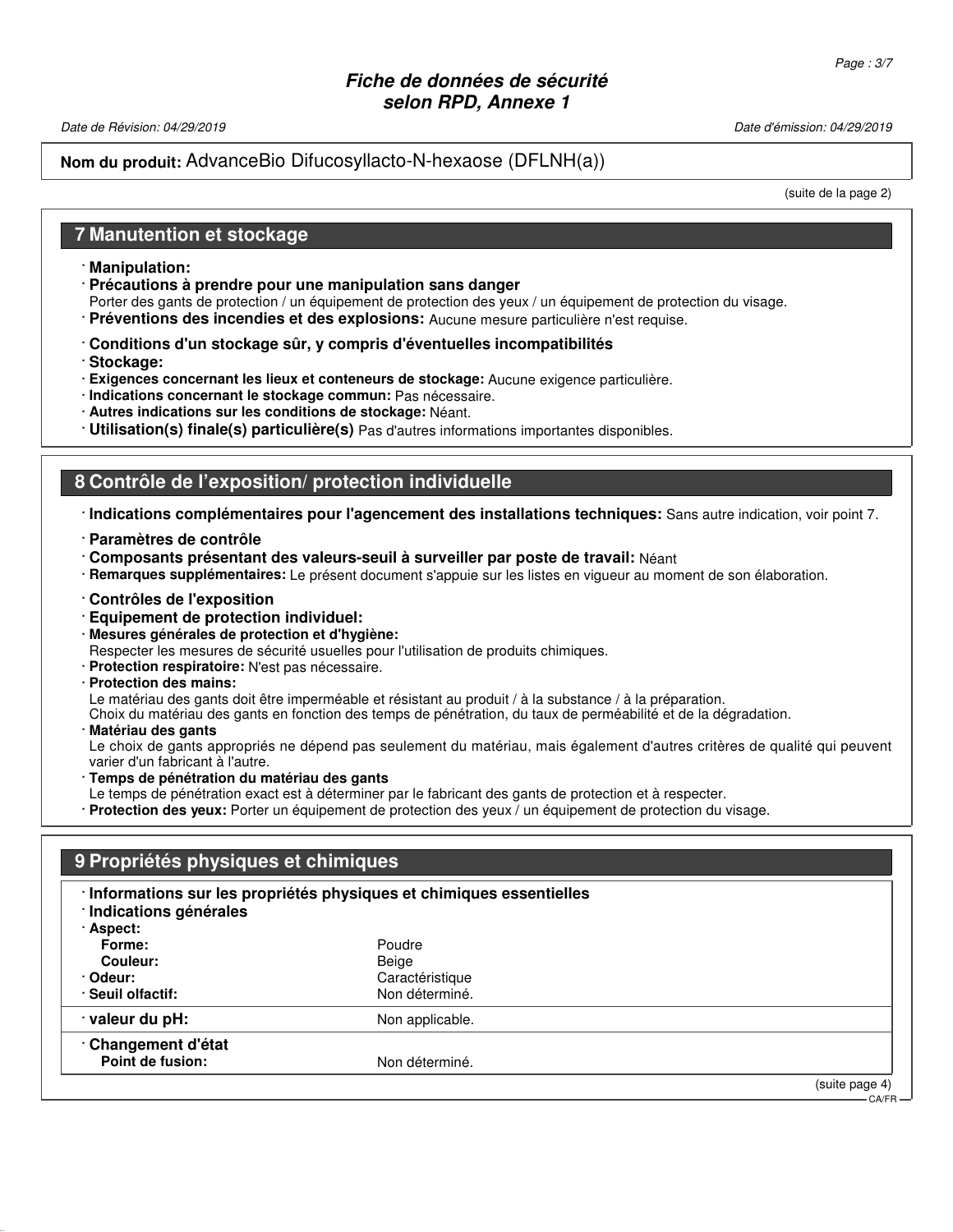**Nom du produit:** AdvanceBio Difucosyllacto-N-hexaose (DFLNH(a))

(suite de la page 2)

## 7 Manutention et stockage

· **Manipulation:**

· **Précautions à prendre pour une manipulation sans danger**
Porter des gants de protection / un équipement de protection des yeux / un équipement de protection du visage.

· **Préventions des incendies et des explosions:** Aucune mesure particulière n'est requise.

· **Conditions d'un stockage sûr, y compris d'éventuelles incompatibilités**

· **Stockage:**

· **Exigences concernant les lieux et conteneurs de stockage:** Aucune exigence particulière.

· **Indications concernant le stockage commun:** Pas nécessaire.

· **Autres indications sur les conditions de stockage:** Néant.

· **Utilisation(s) finale(s) particulière(s)** Pas d'autres informations importantes disponibles.

## 8 Contrôle de l'exposition/ protection individuelle

· **Indications complémentaires pour l'agencement des installations techniques:** Sans autre indication, voir point 7.

· **Paramètres de contrôle**

· **Composants présentant des valeurs-seuil à surveiller par poste de travail:** Néant

· **Remarques supplémentaires:** Le présent document s'appuie sur les listes en vigueur au moment de son élaboration.

· **Contrôles de l'exposition**

· **Equipement de protection individuel:**

· **Mesures générales de protection et d'hygiène:**
Respecter les mesures de sécurité usuelles pour l'utilisation de produits chimiques.

· **Protection respiratoire:** N'est pas nécessaire.

· **Protection des mains:**
Le matériau des gants doit être imperméable et résistant au produit / à la substance / à la préparation.
Choix du matériau des gants en fonction des temps de pénétration, du taux de perméabilité et de la dégradation.

· **Matériau des gants**
Le choix de gants appropriés ne dépend pas seulement du matériau, mais également d'autres critères de qualité qui peuvent varier d'un fabricant à l'autre.

· **Temps de pénétration du matériau des gants**
Le temps de pénétration exact est à déterminer par le fabricant des gants de protection et à respecter.

· **Protection des yeux:** Porter un équipement de protection des yeux / un équipement de protection du visage.

## 9 Propriétés physiques et chimiques

· **Informations sur les propriétés physiques et chimiques essentielles**

· **Indications générales**

| | |
|---|---|
| · **Aspect:** | |
| **Forme:** | Poudre |
| **Couleur:** | Beige |
| · **Odeur:** | Caractéristique |
| · **Seuil olfactif:** | Non déterminé. |
| · **valeur du pH:** | Non applicable. |
| · **Changement d'état** | |
| **Point de fusion:** | Non déterminé. |

(suite page 4)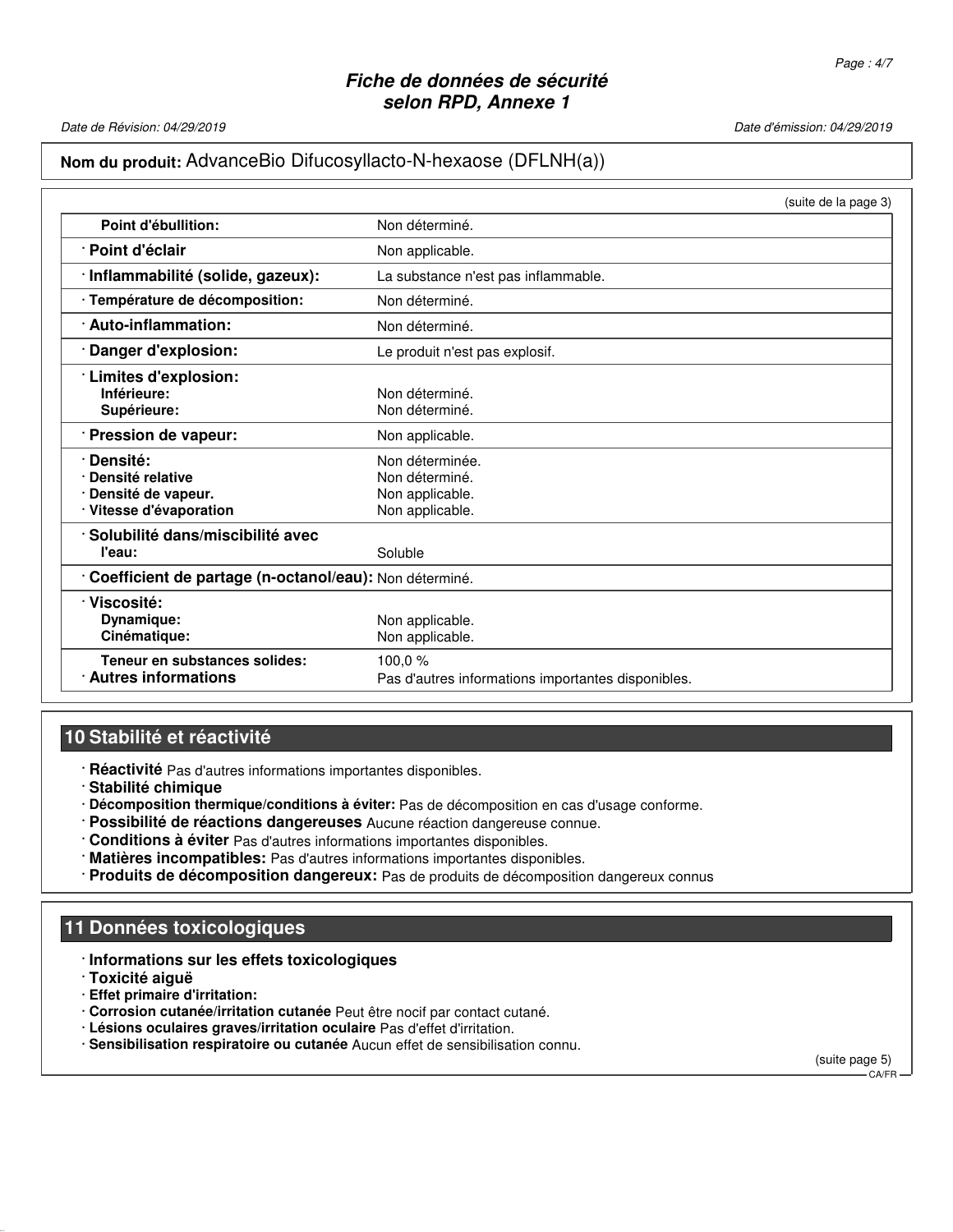**Nom du produit:** AdvanceBio Difucosyllacto-N-hexaose (DFLNH(a))

(suite de la page 3)

| | |
|---|---|
| **Point d'ébullition:** | Non déterminé. |
| · **Point d'éclair** | Non applicable. |
| · **Inflammabilité (solide, gazeux):** | La substance n'est pas inflammable. |
| · **Température de décomposition:** | Non déterminé. |
| · **Auto-inflammation:** | Non déterminé. |
| · **Danger d'explosion:** | Le produit n'est pas explosif. |
| · **Limites d'explosion:** | |
| **Inférieure:** | Non déterminé. |
| **Supérieure:** | Non déterminé. |
| · **Pression de vapeur:** | Non applicable. |
| · **Densité:** | Non déterminée. |
| · **Densité relative** | Non déterminé. |
| · **Densité de vapeur.** | Non applicable. |
| · **Vitesse d'évaporation** | Non applicable. |
| · **Solubilité dans/miscibilité avec l'eau:** | Soluble |
| · **Coefficient de partage (n-octanol/eau):** | Non déterminé. |
| · **Viscosité:** | |
| **Dynamique:** | Non applicable. |
| **Cinématique:** | Non applicable. |
| **Teneur en substances solides:** | 100,0 % |
| · **Autres informations** | Pas d'autres informations importantes disponibles. |

## 10 Stabilité et réactivité

- · **Réactivité** Pas d'autres informations importantes disponibles.
- · **Stabilité chimique**
- · **Décomposition thermique/conditions à éviter:** Pas de décomposition en cas d'usage conforme.
- · **Possibilité de réactions dangereuses** Aucune réaction dangereuse connue.
- · **Conditions à éviter** Pas d'autres informations importantes disponibles.
- · **Matières incompatibles:** Pas d'autres informations importantes disponibles.
- · **Produits de décomposition dangereux:** Pas de produits de décomposition dangereux connus

## 11 Données toxicologiques

- · **Informations sur les effets toxicologiques**
- · **Toxicité aiguë**
- · **Effet primaire d'irritation:**
- · **Corrosion cutanée/irritation cutanée** Peut être nocif par contact cutané.
- · **Lésions oculaires graves/irritation oculaire** Pas d'effet d'irritation.
- · **Sensibilisation respiratoire ou cutanée** Aucun effet de sensibilisation connu.

(suite page 5)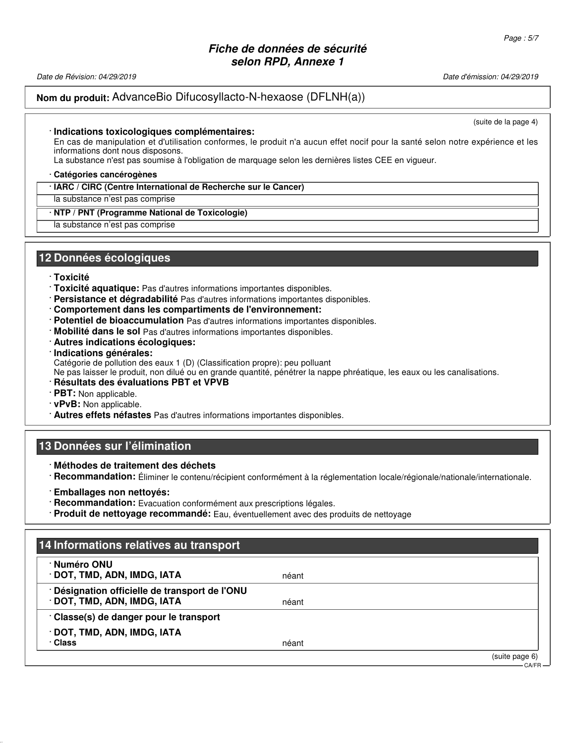(suite de la page 4)

· **Indications toxicologiques complémentaires:**
En cas de manipulation et d'utilisation conformes, le produit n'a aucun effet nocif pour la santé selon notre expérience et les informations dont nous disposons.
La substance n'est pas soumise à l'obligation de marquage selon les dernières listes CEE en vigueur.

· **Catégories cancérogènes**

| · **IARC / CIRC (Centre International de Recherche sur le Cancer)** |
|---|
| la substance n'est pas comprise |

| · **NTP / PNT (Programme National de Toxicologie)** |
|---|
| la substance n'est pas comprise |

## 12 Données écologiques

· **Toxicité**
· **Toxicité aquatique:** Pas d'autres informations importantes disponibles.
· **Persistance et dégradabilité** Pas d'autres informations importantes disponibles.
· **Comportement dans les compartiments de l'environnement:**
· **Potentiel de bioaccumulation** Pas d'autres informations importantes disponibles.
· **Mobilité dans le sol** Pas d'autres informations importantes disponibles.
· **Autres indications écologiques:**
· **Indications générales:**
Catégorie de pollution des eaux 1 (D) (Classification propre): peu polluant
Ne pas laisser le produit, non dilué ou en grande quantité, pénétrer la nappe phréatique, les eaux ou les canalisations.
· **Résultats des évaluations PBT et VPVB**
· **PBT:** Non applicable.
· **vPvB:** Non applicable.
· **Autres effets néfastes** Pas d'autres informations importantes disponibles.

## 13 Données sur l'élimination

· **Méthodes de traitement des déchets**
· **Recommandation:** Éliminer le contenu/récipient conformément à la réglementation locale/régionale/nationale/internationale.

· **Emballages non nettoyés:**
· **Recommandation:** Evacuation conformément aux prescriptions légales.
· **Produit de nettoyage recommandé:** Eau, éventuellement avec des produits de nettoyage

## 14 Informations relatives au transport

| | |
|---|---|
| · **Numéro ONU** | |
| · **DOT, TMD, ADN, IMDG, IATA** | néant |
| · **Désignation officielle de transport de l'ONU** | |
| · **DOT, TMD, ADN, IMDG, IATA** | néant |
| · **Classe(s) de danger pour le transport** | |
| · **DOT, TMD, ADN, IMDG, IATA** | |
| · **Class** | néant |

(suite page 6)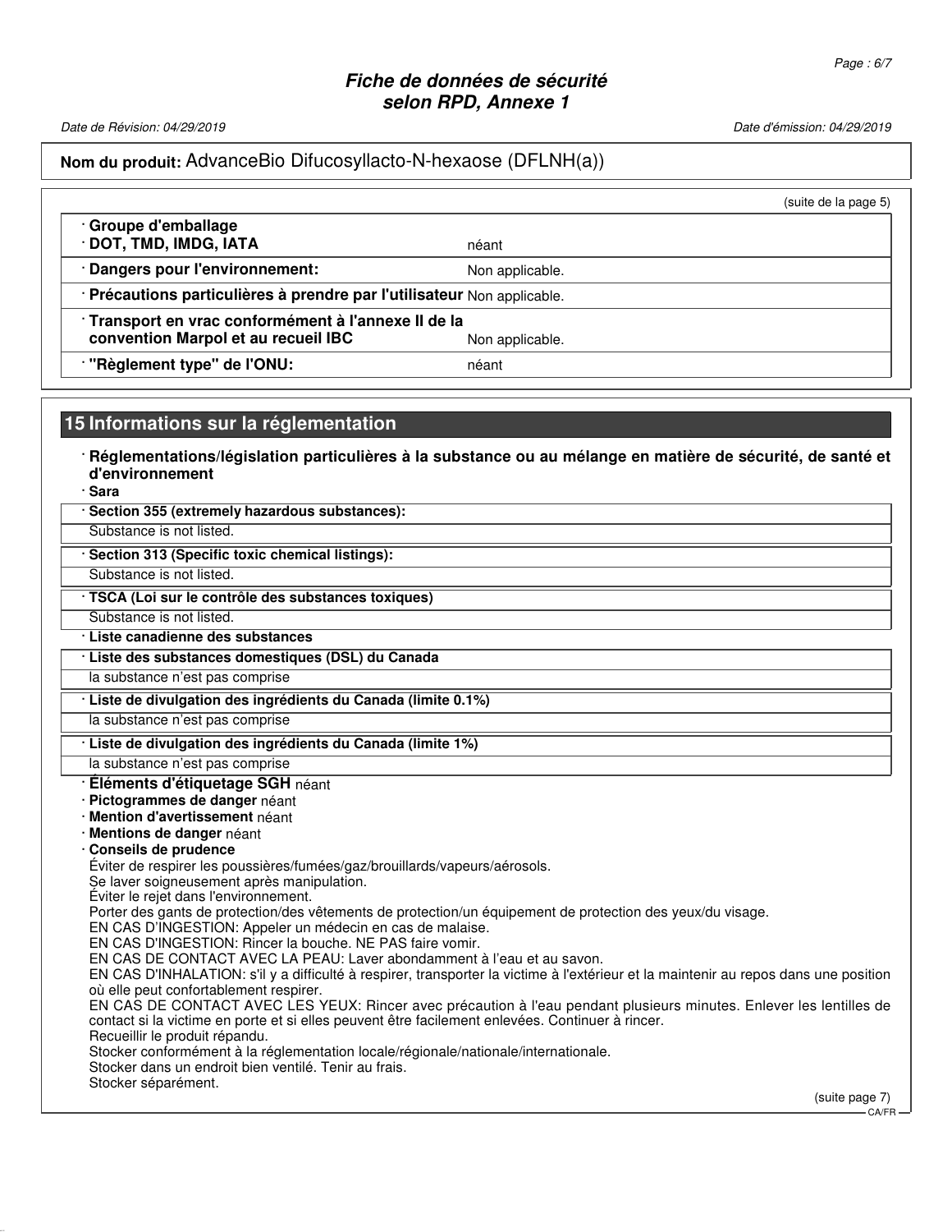## Nom du produit: AdvanceBio Difucosyllacto-N-hexaose (DFLNH(a))

(suite de la page 5)

| | |
|---|---|
| · **Groupe d'emballage** · **DOT, TMD, IMDG, IATA** | néant |
| · **Dangers pour l'environnement:** | Non applicable. |
| · **Précautions particulières à prendre par l'utilisateur** | Non applicable. |
| · **Transport en vrac conformément à l'annexe II de la convention Marpol et au recueil IBC** | Non applicable. |
| · **"Règlement type" de l'ONU:** | néant |

## 15 Informations sur la réglementation

· **Réglementations/législation particulières à la substance ou au mélange en matière de sécurité, de santé et d'environnement**

· **Sara**

· **Section 355 (extremely hazardous substances):**

Substance is not listed.

· **Section 313 (Specific toxic chemical listings):**

Substance is not listed.

· **TSCA (Loi sur le contrôle des substances toxiques)**

Substance is not listed.

· **Liste canadienne des substances**

· **Liste des substances domestiques (DSL) du Canada**

la substance n'est pas comprise

· **Liste de divulgation des ingrédients du Canada (limite 0.1%)**

la substance n'est pas comprise

· **Liste de divulgation des ingrédients du Canada (limite 1%)**

la substance n'est pas comprise

· **Éléments d'étiquetage SGH** néant

· **Pictogrammes de danger** néant

· **Mention d'avertissement** néant

· **Mentions de danger** néant

· **Conseils de prudence**

Éviter de respirer les poussières/fumées/gaz/brouillards/vapeurs/aérosols.
Se laver soigneusement après manipulation.
Éviter le rejet dans l'environnement.
Porter des gants de protection/des vêtements de protection/un équipement de protection des yeux/du visage.
EN CAS D'INGESTION: Appeler un médecin en cas de malaise.
EN CAS D'INGESTION: Rincer la bouche. NE PAS faire vomir.
EN CAS DE CONTACT AVEC LA PEAU: Laver abondamment à l'eau et au savon.
EN CAS D'INHALATION: s'il y a difficulté à respirer, transporter la victime à l'extérieur et la maintenir au repos dans une position où elle peut confortablement respirer.
EN CAS DE CONTACT AVEC LES YEUX: Rincer avec précaution à l'eau pendant plusieurs minutes. Enlever les lentilles de contact si la victime en porte et si elles peuvent être facilement enlevées. Continuer à rincer.
Recueillir le produit répandu.
Stocker conformément à la réglementation locale/régionale/nationale/internationale.
Stocker dans un endroit bien ventilé. Tenir au frais.
Stocker séparément.

(suite page 7)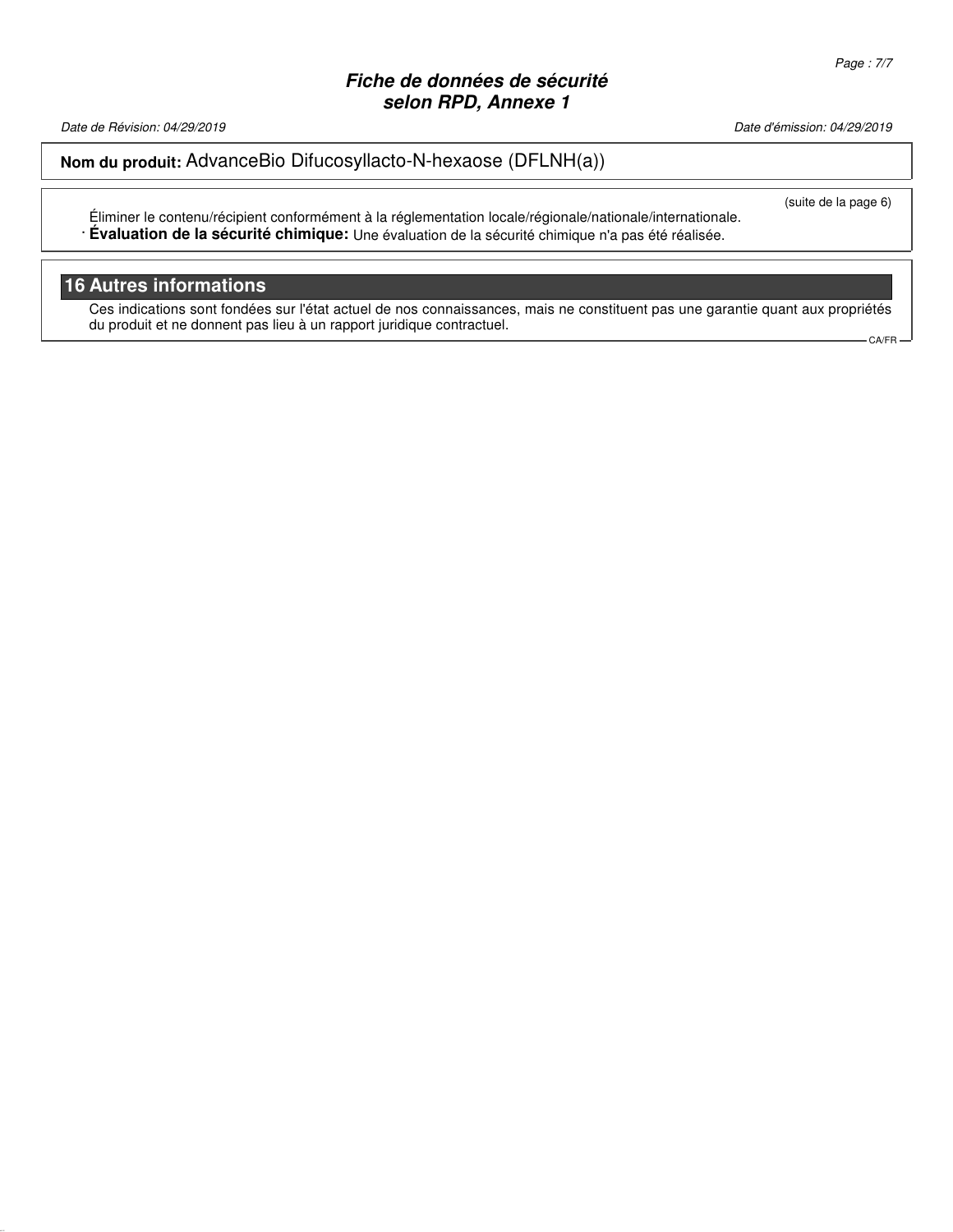(suite de la page 6)

Éliminer le contenu/récipient conformément à la réglementation locale/régionale/nationale/internationale.

· **Évaluation de la sécurité chimique:** Une évaluation de la sécurité chimique n'a pas été réalisée.

## 16 Autres informations

Ces indications sont fondées sur l'état actuel de nos connaissances, mais ne constituent pas une garantie quant aux propriétés du produit et ne donnent pas lieu à un rapport juridique contractuel.